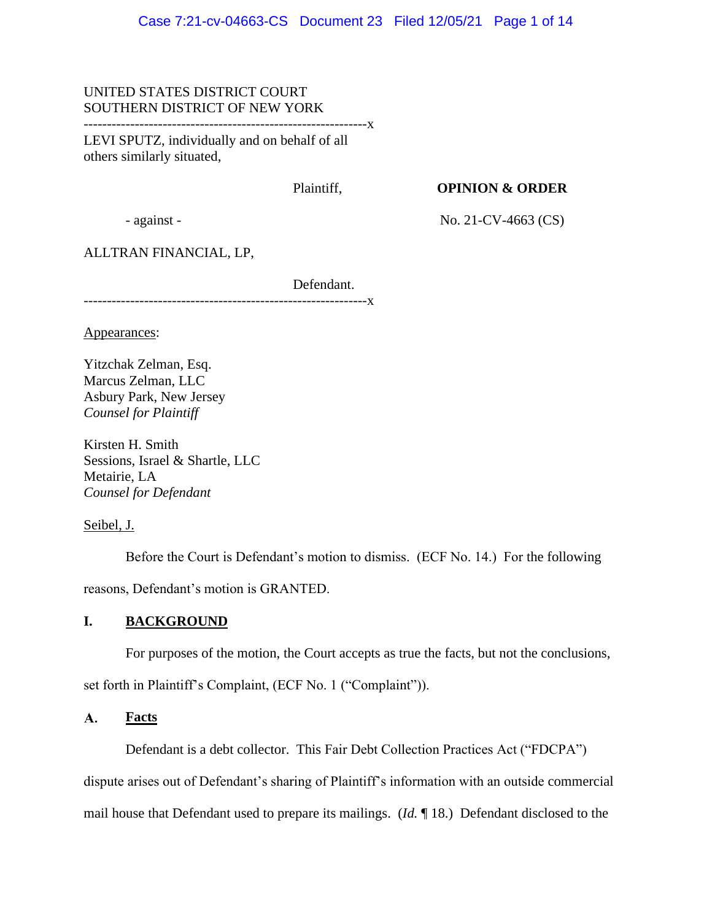UNITED STATES DISTRICT COURT
SOUTHERN DISTRICT OF NEW YORK

-------------------------------------------------------------x

LEVI SPUTZ, individually and on behalf of all others similarly situated,

Plaintiff,

- against -

ALLTRAN FINANCIAL, LP,

Defendant.

-------------------------------------------------------------x

**OPINION & ORDER**

No. 21-CV-4663 (CS)

Appearances:

Yitzchak Zelman, Esq.
Marcus Zelman, LLC
Asbury Park, New Jersey
*Counsel for Plaintiff*

Kirsten H. Smith
Sessions, Israel & Shartle, LLC
Metairie, LA
*Counsel for Defendant*

Seibel, J.

Before the Court is Defendant's motion to dismiss. (ECF No. 14.) For the following reasons, Defendant's motion is GRANTED.

## I. BACKGROUND

For purposes of the motion, the Court accepts as true the facts, but not the conclusions, set forth in Plaintiff's Complaint, (ECF No. 1 ("Complaint")).

### A. Facts

Defendant is a debt collector. This Fair Debt Collection Practices Act ("FDCPA") dispute arises out of Defendant's sharing of Plaintiff's information with an outside commercial mail house that Defendant used to prepare its mailings. (*Id.* ¶ 18.) Defendant disclosed to the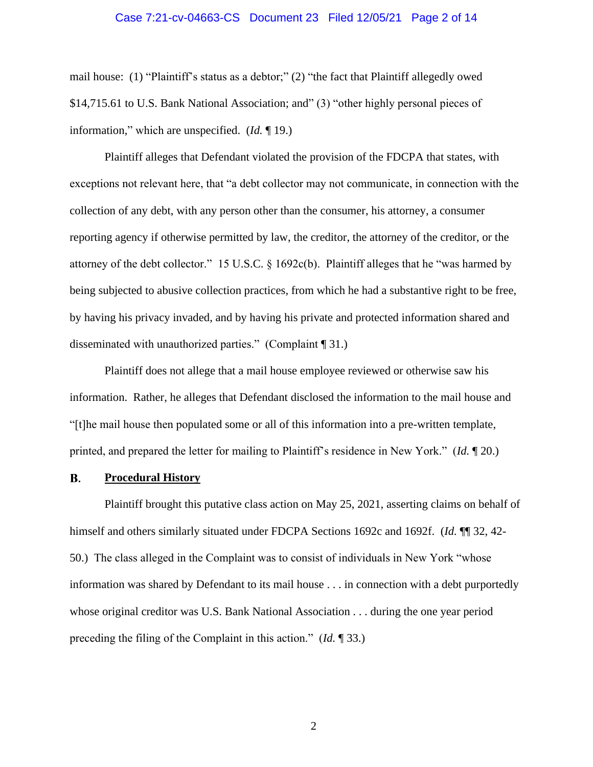mail house: (1) "Plaintiff's status as a debtor;" (2) "the fact that Plaintiff allegedly owed $14,715.61 to U.S. Bank National Association; and" (3) "other highly personal pieces of information," which are unspecified. (*Id.* ¶ 19.)

Plaintiff alleges that Defendant violated the provision of the FDCPA that states, with exceptions not relevant here, that "a debt collector may not communicate, in connection with the collection of any debt, with any person other than the consumer, his attorney, a consumer reporting agency if otherwise permitted by law, the creditor, the attorney of the creditor, or the attorney of the debt collector." 15 U.S.C. § 1692c(b). Plaintiff alleges that he "was harmed by being subjected to abusive collection practices, from which he had a substantive right to be free, by having his privacy invaded, and by having his private and protected information shared and disseminated with unauthorized parties." (Complaint ¶ 31.)

Plaintiff does not allege that a mail house employee reviewed or otherwise saw his information. Rather, he alleges that Defendant disclosed the information to the mail house and "[t]he mail house then populated some or all of this information into a pre-written template, printed, and prepared the letter for mailing to Plaintiff's residence in New York." (*Id.* ¶ 20.)

### B. Procedural History

Plaintiff brought this putative class action on May 25, 2021, asserting claims on behalf of himself and others similarly situated under FDCPA Sections 1692c and 1692f. (*Id.* ¶¶ 32, 42-50.) The class alleged in the Complaint was to consist of individuals in New York "whose information was shared by Defendant to its mail house . . . in connection with a debt purportedly whose original creditor was U.S. Bank National Association . . . during the one year period preceding the filing of the Complaint in this action." (*Id.* ¶ 33.)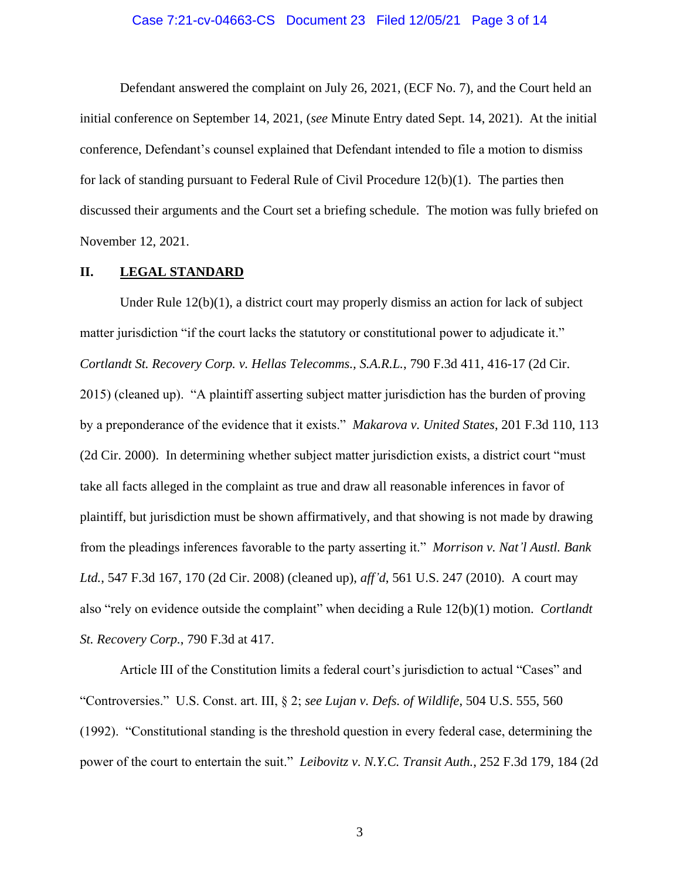Defendant answered the complaint on July 26, 2021, (ECF No. 7), and the Court held an initial conference on September 14, 2021, (*see* Minute Entry dated Sept. 14, 2021). At the initial conference, Defendant's counsel explained that Defendant intended to file a motion to dismiss for lack of standing pursuant to Federal Rule of Civil Procedure 12(b)(1). The parties then discussed their arguments and the Court set a briefing schedule. The motion was fully briefed on November 12, 2021.

## II. LEGAL STANDARD

Under Rule 12(b)(1), a district court may properly dismiss an action for lack of subject matter jurisdiction "if the court lacks the statutory or constitutional power to adjudicate it." *Cortlandt St. Recovery Corp. v. Hellas Telecomms., S.A.R.L.*, 790 F.3d 411, 416-17 (2d Cir. 2015) (cleaned up). "A plaintiff asserting subject matter jurisdiction has the burden of proving by a preponderance of the evidence that it exists." *Makarova v. United States*, 201 F.3d 110, 113 (2d Cir. 2000). In determining whether subject matter jurisdiction exists, a district court "must take all facts alleged in the complaint as true and draw all reasonable inferences in favor of plaintiff, but jurisdiction must be shown affirmatively, and that showing is not made by drawing from the pleadings inferences favorable to the party asserting it." *Morrison v. Nat'l Austl. Bank Ltd.*, 547 F.3d 167, 170 (2d Cir. 2008) (cleaned up), *aff'd*, 561 U.S. 247 (2010). A court may also "rely on evidence outside the complaint" when deciding a Rule 12(b)(1) motion. *Cortlandt St. Recovery Corp.*, 790 F.3d at 417.

Article III of the Constitution limits a federal court's jurisdiction to actual "Cases" and "Controversies." U.S. Const. art. III, § 2; *see Lujan v. Defs. of Wildlife*, 504 U.S. 555, 560 (1992). "Constitutional standing is the threshold question in every federal case, determining the power of the court to entertain the suit." *Leibovitz v. N.Y.C. Transit Auth.*, 252 F.3d 179, 184 (2d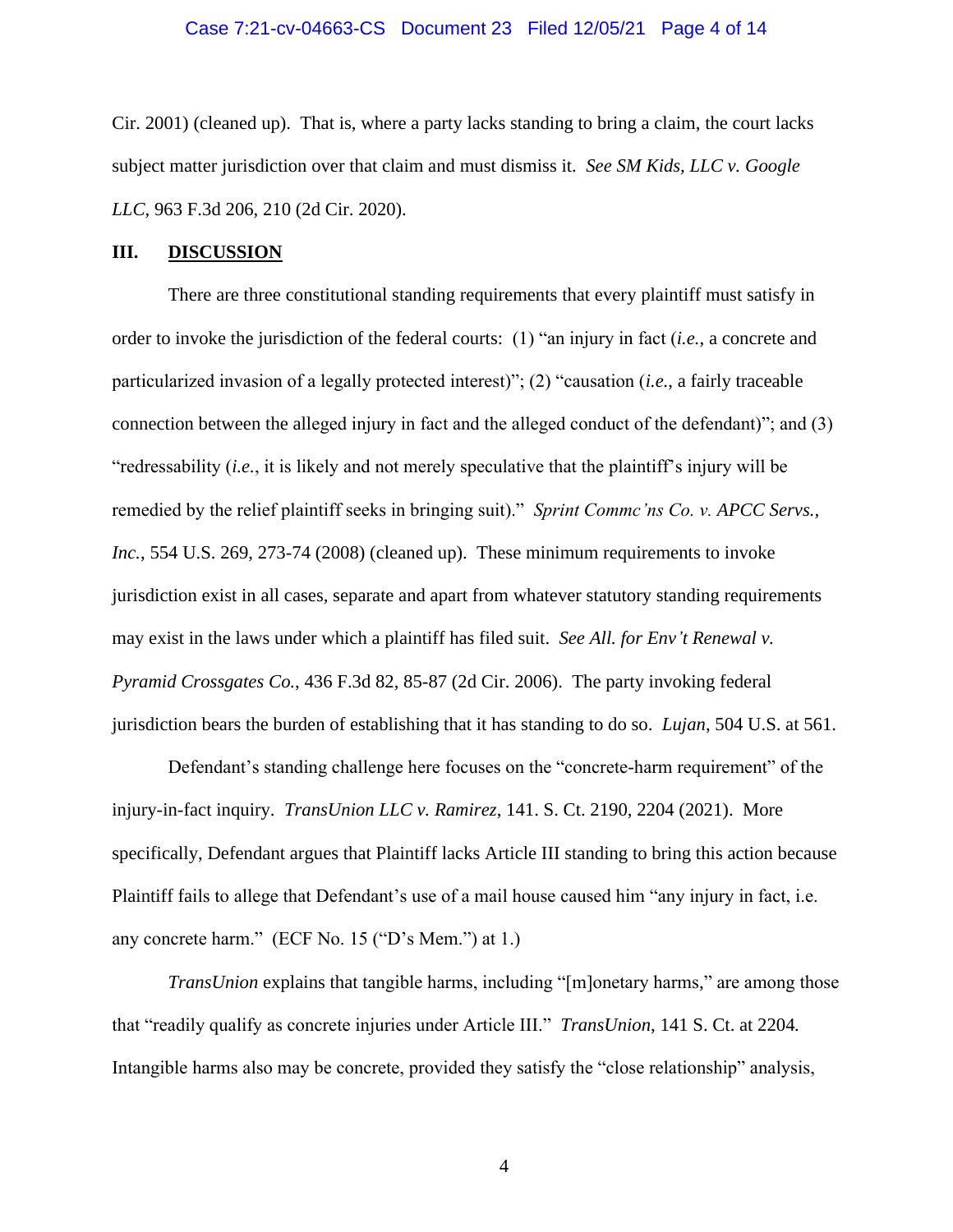Cir. 2001) (cleaned up). That is, where a party lacks standing to bring a claim, the court lacks subject matter jurisdiction over that claim and must dismiss it. *See SM Kids, LLC v. Google LLC*, 963 F.3d 206, 210 (2d Cir. 2020).

## III. **DISCUSSION**

There are three constitutional standing requirements that every plaintiff must satisfy in order to invoke the jurisdiction of the federal courts: (1) "an injury in fact (*i.e.*, a concrete and particularized invasion of a legally protected interest)"; (2) "causation (*i.e.*, a fairly traceable connection between the alleged injury in fact and the alleged conduct of the defendant)"; and (3) "redressability (*i.e.*, it is likely and not merely speculative that the plaintiff's injury will be remedied by the relief plaintiff seeks in bringing suit)." *Sprint Commc'ns Co. v. APCC Servs., Inc.*, 554 U.S. 269, 273-74 (2008) (cleaned up). These minimum requirements to invoke jurisdiction exist in all cases, separate and apart from whatever statutory standing requirements may exist in the laws under which a plaintiff has filed suit. *See All. for Env't Renewal v. Pyramid Crossgates Co.*, 436 F.3d 82, 85-87 (2d Cir. 2006). The party invoking federal jurisdiction bears the burden of establishing that it has standing to do so. *Lujan*, 504 U.S. at 561.

Defendant's standing challenge here focuses on the "concrete-harm requirement" of the injury-in-fact inquiry. *TransUnion LLC v. Ramirez*, 141. S. Ct. 2190, 2204 (2021). More specifically, Defendant argues that Plaintiff lacks Article III standing to bring this action because Plaintiff fails to allege that Defendant's use of a mail house caused him "any injury in fact, i.e. any concrete harm." (ECF No. 15 ("D's Mem.") at 1.)

*TransUnion* explains that tangible harms, including "[m]onetary harms," are among those that "readily qualify as concrete injuries under Article III." *TransUnion*, 141 S. Ct. at 2204. Intangible harms also may be concrete, provided they satisfy the "close relationship" analysis,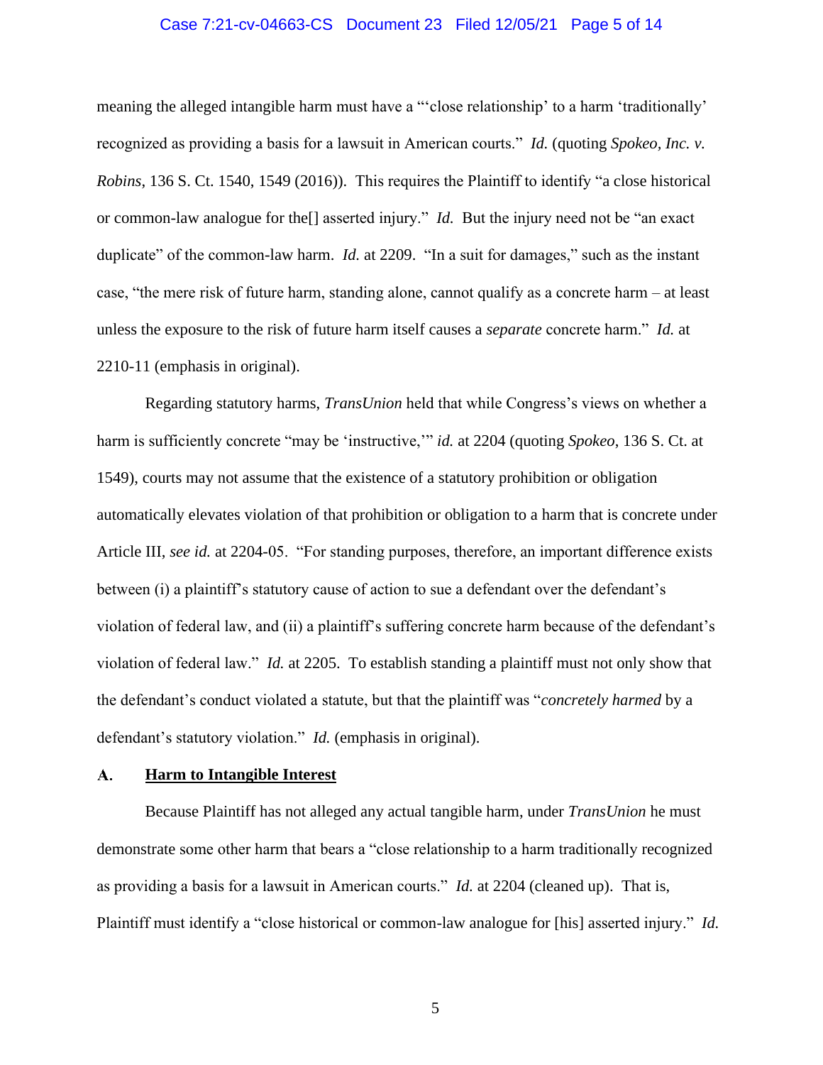meaning the alleged intangible harm must have a "'close relationship' to a harm 'traditionally' recognized as providing a basis for a lawsuit in American courts." *Id.* (quoting *Spokeo, Inc. v. Robins*, 136 S. Ct. 1540, 1549 (2016)). This requires the Plaintiff to identify "a close historical or common-law analogue for the[] asserted injury." *Id.* But the injury need not be "an exact duplicate" of the common-law harm. *Id.* at 2209. "In a suit for damages," such as the instant case, "the mere risk of future harm, standing alone, cannot qualify as a concrete harm – at least unless the exposure to the risk of future harm itself causes a *separate* concrete harm." *Id.* at 2210-11 (emphasis in original).

Regarding statutory harms, *TransUnion* held that while Congress's views on whether a harm is sufficiently concrete "may be 'instructive,'" *id.* at 2204 (quoting *Spokeo*, 136 S. Ct. at 1549), courts may not assume that the existence of a statutory prohibition or obligation automatically elevates violation of that prohibition or obligation to a harm that is concrete under Article III, *see id.* at 2204-05. "For standing purposes, therefore, an important difference exists between (i) a plaintiff's statutory cause of action to sue a defendant over the defendant's violation of federal law, and (ii) a plaintiff's suffering concrete harm because of the defendant's violation of federal law." *Id.* at 2205. To establish standing a plaintiff must not only show that the defendant's conduct violated a statute, but that the plaintiff was "*concretely harmed* by a defendant's statutory violation." *Id.* (emphasis in original).

## A. <u>Harm to Intangible Interest</u>

Because Plaintiff has not alleged any actual tangible harm, under *TransUnion* he must demonstrate some other harm that bears a "close relationship to a harm traditionally recognized as providing a basis for a lawsuit in American courts." *Id.* at 2204 (cleaned up). That is, Plaintiff must identify a "close historical or common-law analogue for [his] asserted injury." *Id.*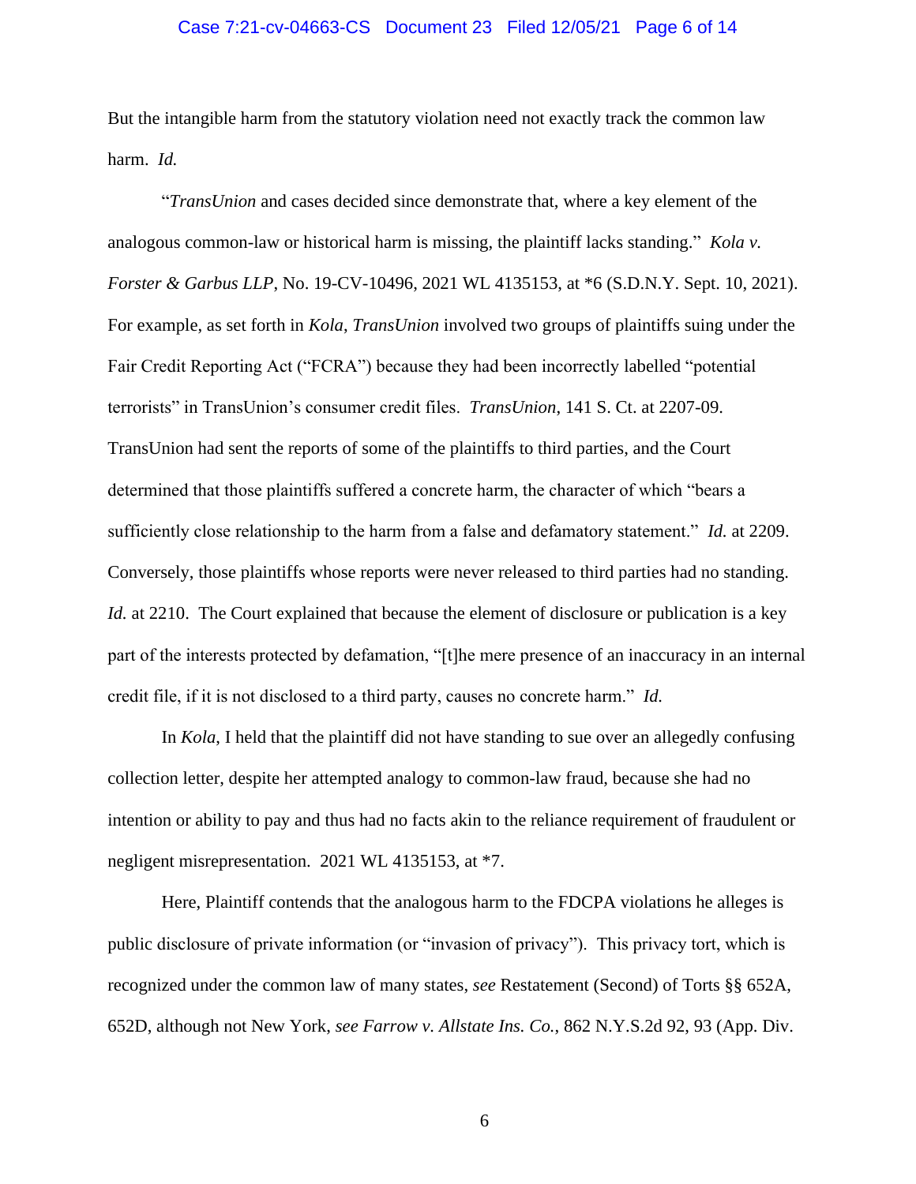But the intangible harm from the statutory violation need not exactly track the common law harm. *Id.*

"*TransUnion* and cases decided since demonstrate that, where a key element of the analogous common-law or historical harm is missing, the plaintiff lacks standing." *Kola v. Forster & Garbus LLP*, No. 19-CV-10496, 2021 WL 4135153, at *6 (S.D.N.Y. Sept. 10, 2021). For example, as set forth in *Kola*, *TransUnion* involved two groups of plaintiffs suing under the Fair Credit Reporting Act ("FCRA") because they had been incorrectly labelled "potential terrorists" in TransUnion's consumer credit files. *TransUnion*, 141 S. Ct. at 2207-09. TransUnion had sent the reports of some of the plaintiffs to third parties, and the Court determined that those plaintiffs suffered a concrete harm, the character of which "bears a sufficiently close relationship to the harm from a false and defamatory statement." *Id.* at 2209. Conversely, those plaintiffs whose reports were never released to third parties had no standing. *Id.* at 2210. The Court explained that because the element of disclosure or publication is a key part of the interests protected by defamation, "[t]he mere presence of an inaccuracy in an internal credit file, if it is not disclosed to a third party, causes no concrete harm." *Id.*

In *Kola*, I held that the plaintiff did not have standing to sue over an allegedly confusing collection letter, despite her attempted analogy to common-law fraud, because she had no intention or ability to pay and thus had no facts akin to the reliance requirement of fraudulent or negligent misrepresentation. 2021 WL 4135153, at *7.

Here, Plaintiff contends that the analogous harm to the FDCPA violations he alleges is public disclosure of private information (or "invasion of privacy"). This privacy tort, which is recognized under the common law of many states, *see* Restatement (Second) of Torts §§ 652A, 652D, although not New York, *see Farrow v. Allstate Ins. Co.*, 862 N.Y.S.2d 92, 93 (App. Div.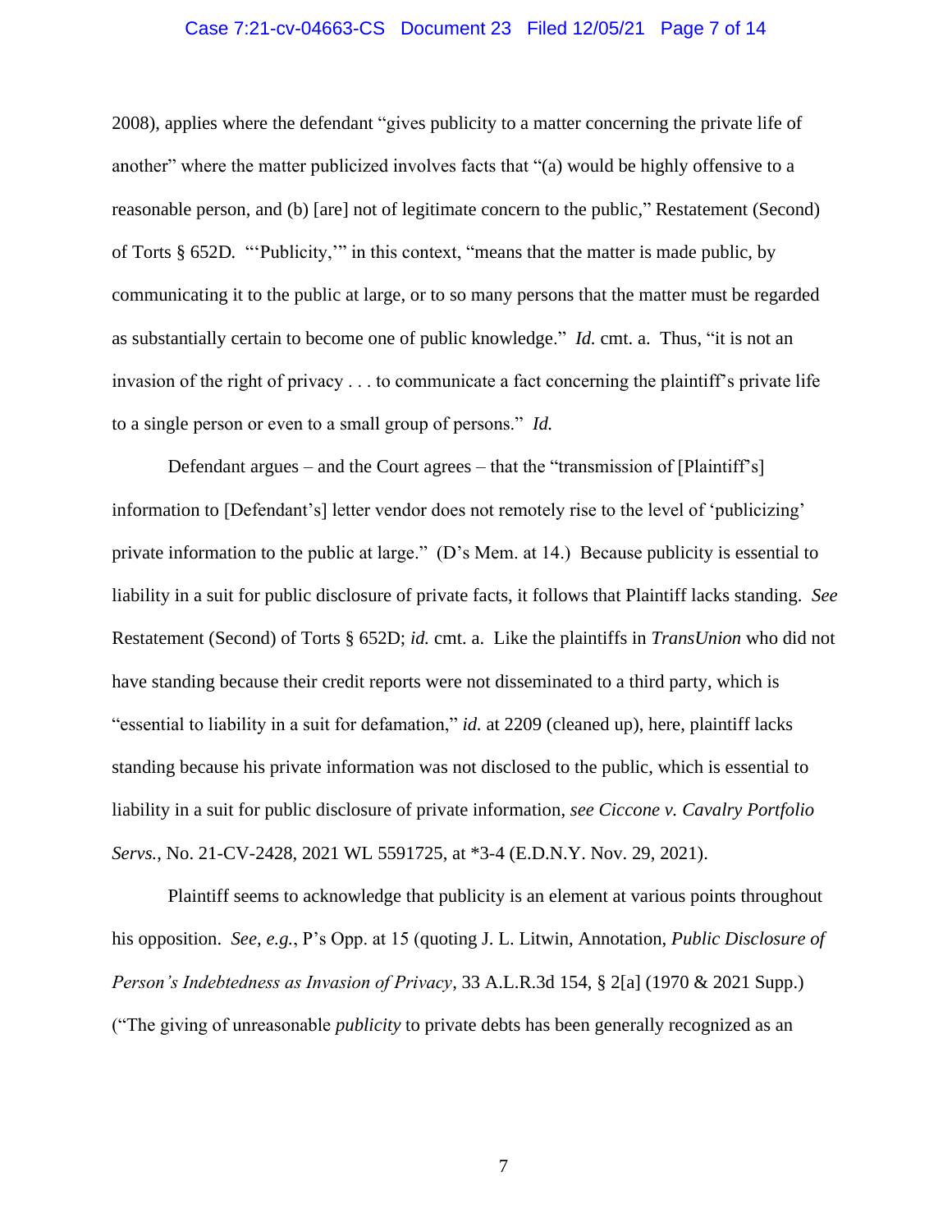2008), applies where the defendant "gives publicity to a matter concerning the private life of another" where the matter publicized involves facts that "(a) would be highly offensive to a reasonable person, and (b) [are] not of legitimate concern to the public," Restatement (Second) of Torts § 652D. "'Publicity,'" in this context, "means that the matter is made public, by communicating it to the public at large, or to so many persons that the matter must be regarded as substantially certain to become one of public knowledge." *Id.* cmt. a. Thus, "it is not an invasion of the right of privacy . . . to communicate a fact concerning the plaintiff's private life to a single person or even to a small group of persons." *Id.*

Defendant argues – and the Court agrees – that the "transmission of [Plaintiff's] information to [Defendant's] letter vendor does not remotely rise to the level of 'publicizing' private information to the public at large." (D's Mem. at 14.) Because publicity is essential to liability in a suit for public disclosure of private facts, it follows that Plaintiff lacks standing. *See* Restatement (Second) of Torts § 652D; *id.* cmt. a. Like the plaintiffs in *TransUnion* who did not have standing because their credit reports were not disseminated to a third party, which is "essential to liability in a suit for defamation," *id.* at 2209 (cleaned up), here, plaintiff lacks standing because his private information was not disclosed to the public, which is essential to liability in a suit for public disclosure of private information, *see Ciccone v. Cavalry Portfolio Servs.*, No. 21-CV-2428, 2021 WL 5591725, at *3-4 (E.D.N.Y. Nov. 29, 2021).

Plaintiff seems to acknowledge that publicity is an element at various points throughout his opposition. *See, e.g.*, P's Opp. at 15 (quoting J. L. Litwin, Annotation, *Public Disclosure of Person's Indebtedness as Invasion of Privacy*, 33 A.L.R.3d 154, § 2[a] (1970 & 2021 Supp.) ("The giving of unreasonable *publicity* to private debts has been generally recognized as an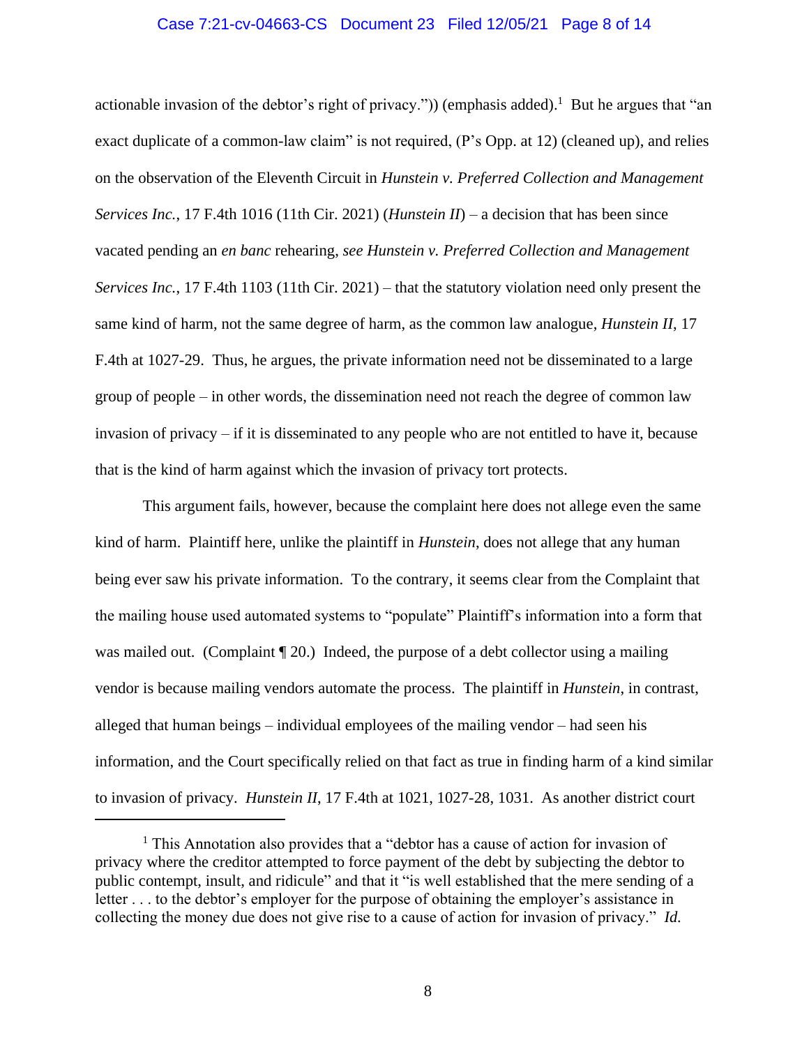actionable invasion of the debtor's right of privacy.")) (emphasis added).[1] But he argues that "an exact duplicate of a common-law claim" is not required, (P's Opp. at 12) (cleaned up), and relies on the observation of the Eleventh Circuit in *Hunstein v. Preferred Collection and Management Services Inc.*, 17 F.4th 1016 (11th Cir. 2021) (*Hunstein II*) – a decision that has been since vacated pending an *en banc* rehearing, *see Hunstein v. Preferred Collection and Management Services Inc.*, 17 F.4th 1103 (11th Cir. 2021) – that the statutory violation need only present the same kind of harm, not the same degree of harm, as the common law analogue, *Hunstein II*, 17 F.4th at 1027-29. Thus, he argues, the private information need not be disseminated to a large group of people – in other words, the dissemination need not reach the degree of common law invasion of privacy – if it is disseminated to any people who are not entitled to have it, because that is the kind of harm against which the invasion of privacy tort protects.

This argument fails, however, because the complaint here does not allege even the same kind of harm. Plaintiff here, unlike the plaintiff in *Hunstein*, does not allege that any human being ever saw his private information. To the contrary, it seems clear from the Complaint that the mailing house used automated systems to "populate" Plaintiff's information into a form that was mailed out. (Complaint ¶ 20.) Indeed, the purpose of a debt collector using a mailing vendor is because mailing vendors automate the process. The plaintiff in *Hunstein*, in contrast, alleged that human beings – individual employees of the mailing vendor – had seen his information, and the Court specifically relied on that fact as true in finding harm of a kind similar to invasion of privacy. *Hunstein II*, 17 F.4th at 1021, 1027-28, 1031. As another district court

[1] This Annotation also provides that a "debtor has a cause of action for invasion of privacy where the creditor attempted to force payment of the debt by subjecting the debtor to public contempt, insult, and ridicule" and that it "is well established that the mere sending of a letter . . . to the debtor's employer for the purpose of obtaining the employer's assistance in collecting the money due does not give rise to a cause of action for invasion of privacy." *Id.*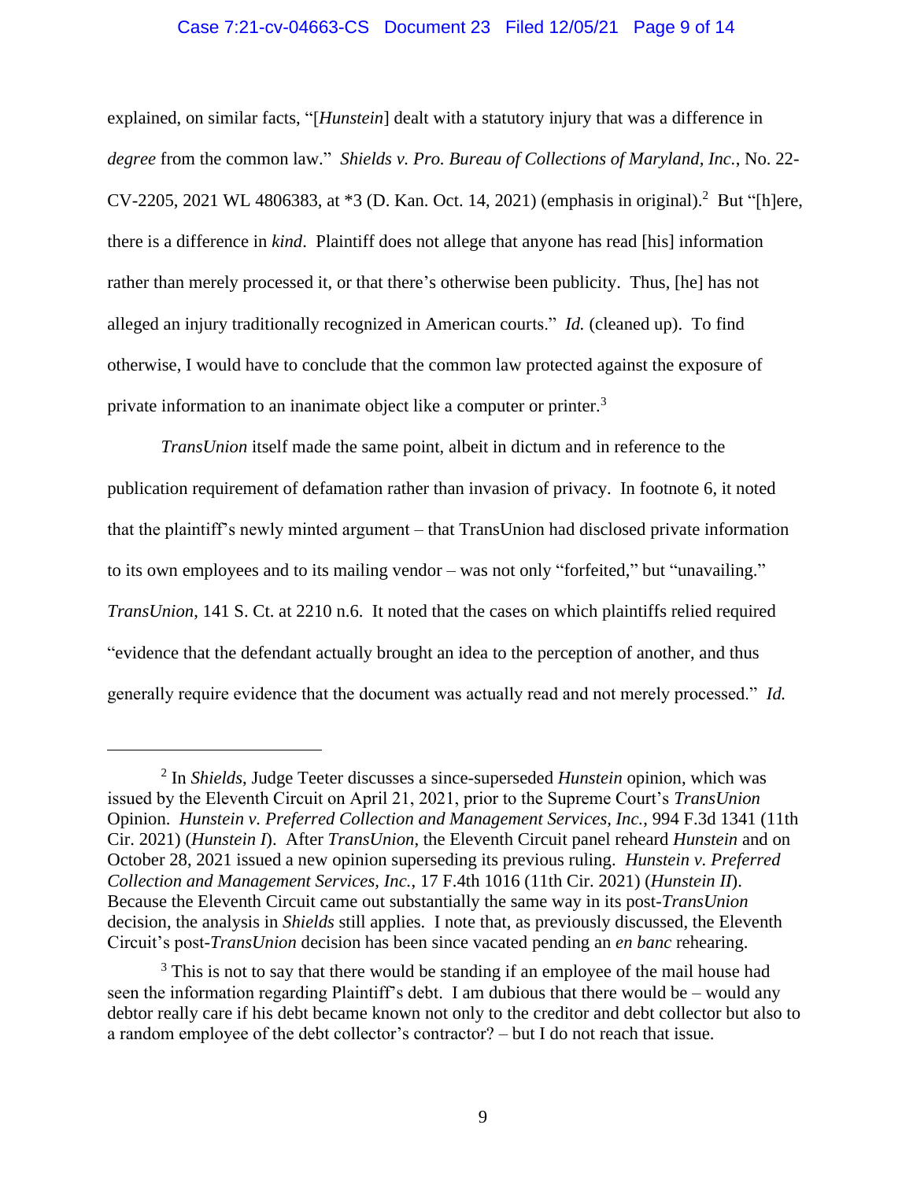explained, on similar facts, "[*Hunstein*] dealt with a statutory injury that was a difference in *degree* from the common law." *Shields v. Pro. Bureau of Collections of Maryland, Inc.*, No. 22-CV-2205, 2021 WL 4806383, at *3 (D. Kan. Oct. 14, 2021) (emphasis in original).[2] But "[h]ere, there is a difference in *kind*. Plaintiff does not allege that anyone has read [his] information rather than merely processed it, or that there's otherwise been publicity. Thus, [he] has not alleged an injury traditionally recognized in American courts." *Id.* (cleaned up). To find otherwise, I would have to conclude that the common law protected against the exposure of private information to an inanimate object like a computer or printer.[3]

*TransUnion* itself made the same point, albeit in dictum and in reference to the publication requirement of defamation rather than invasion of privacy. In footnote 6, it noted that the plaintiff's newly minted argument – that TransUnion had disclosed private information to its own employees and to its mailing vendor – was not only "forfeited," but "unavailing." *TransUnion*, 141 S. Ct. at 2210 n.6. It noted that the cases on which plaintiffs relied required "evidence that the defendant actually brought an idea to the perception of another, and thus generally require evidence that the document was actually read and not merely processed." *Id.*

---

[2] In *Shields*, Judge Teeter discusses a since-superseded *Hunstein* opinion, which was issued by the Eleventh Circuit on April 21, 2021, prior to the Supreme Court's *TransUnion* Opinion. *Hunstein v. Preferred Collection and Management Services, Inc.*, 994 F.3d 1341 (11th Cir. 2021) (*Hunstein I*). After *TransUnion*, the Eleventh Circuit panel reheard *Hunstein* and on October 28, 2021 issued a new opinion superseding its previous ruling. *Hunstein v. Preferred Collection and Management Services, Inc.*, 17 F.4th 1016 (11th Cir. 2021) (*Hunstein II*). Because the Eleventh Circuit came out substantially the same way in its post-*TransUnion* decision, the analysis in *Shields* still applies. I note that, as previously discussed, the Eleventh Circuit's post-*TransUnion* decision has been since vacated pending an *en banc* rehearing.

[3] This is not to say that there would be standing if an employee of the mail house had seen the information regarding Plaintiff's debt. I am dubious that there would be – would any debtor really care if his debt became known not only to the creditor and debt collector but also to a random employee of the debt collector's contractor? – but I do not reach that issue.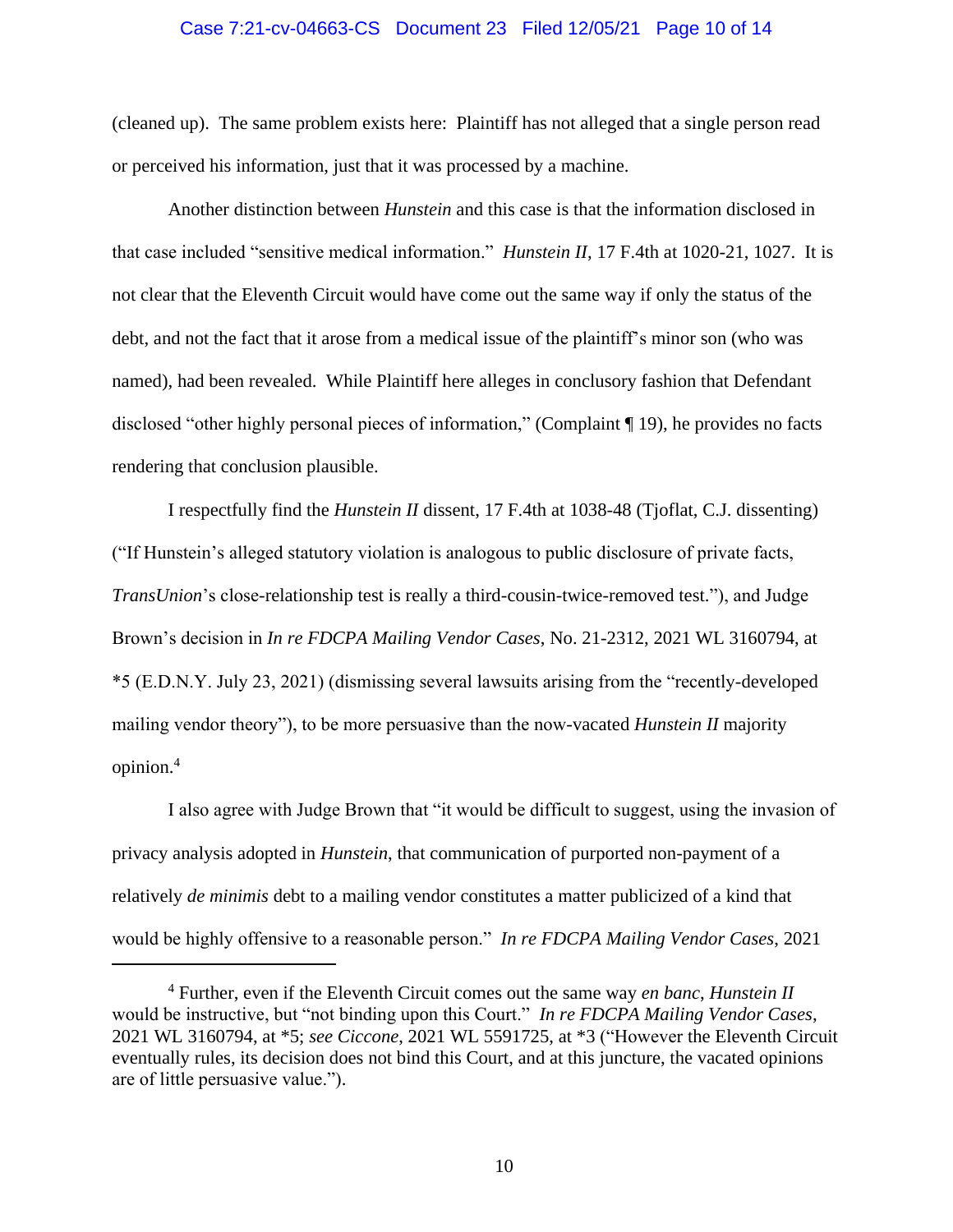(cleaned up). The same problem exists here: Plaintiff has not alleged that a single person read or perceived his information, just that it was processed by a machine.

Another distinction between *Hunstein* and this case is that the information disclosed in that case included "sensitive medical information." *Hunstein II*, 17 F.4th at 1020-21, 1027. It is not clear that the Eleventh Circuit would have come out the same way if only the status of the debt, and not the fact that it arose from a medical issue of the plaintiff's minor son (who was named), had been revealed. While Plaintiff here alleges in conclusory fashion that Defendant disclosed "other highly personal pieces of information," (Complaint ¶ 19), he provides no facts rendering that conclusion plausible.

I respectfully find the *Hunstein II* dissent, 17 F.4th at 1038-48 (Tjoflat, C.J. dissenting) ("If Hunstein's alleged statutory violation is analogous to public disclosure of private facts, *TransUnion*'s close-relationship test is really a third-cousin-twice-removed test."), and Judge Brown's decision in *In re FDCPA Mailing Vendor Cases*, No. 21-2312, 2021 WL 3160794, at *5 (E.D.N.Y. July 23, 2021) (dismissing several lawsuits arising from the "recently-developed mailing vendor theory"), to be more persuasive than the now-vacated *Hunstein II* majority opinion.[4]

I also agree with Judge Brown that "it would be difficult to suggest, using the invasion of privacy analysis adopted in *Hunstein*, that communication of purported non-payment of a relatively *de minimis* debt to a mailing vendor constitutes a matter publicized of a kind that would be highly offensive to a reasonable person." *In re FDCPA Mailing Vendor Cases*, 2021

---

[4] Further, even if the Eleventh Circuit comes out the same way *en banc*, *Hunstein II* would be instructive, but "not binding upon this Court." *In re FDCPA Mailing Vendor Cases*, 2021 WL 3160794, at *5; *see Ciccone*, 2021 WL 5591725, at *3 ("However the Eleventh Circuit eventually rules, its decision does not bind this Court, and at this juncture, the vacated opinions are of little persuasive value.").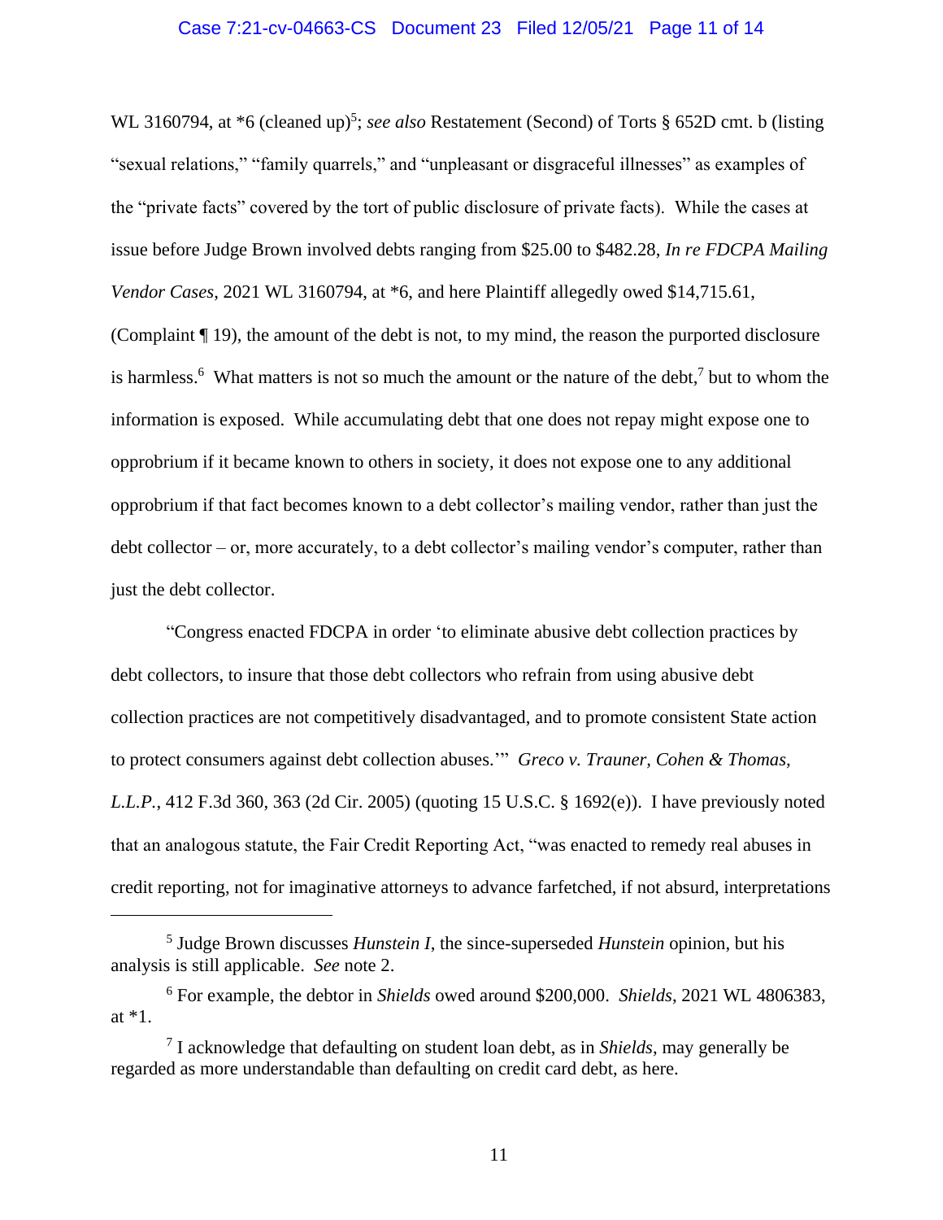WL 3160794, at *6 (cleaned up)[5]; *see also* Restatement (Second) of Torts § 652D cmt. b (listing "sexual relations," "family quarrels," and "unpleasant or disgraceful illnesses" as examples of the "private facts" covered by the tort of public disclosure of private facts). While the cases at issue before Judge Brown involved debts ranging from $25.00 to $482.28, *In re FDCPA Mailing Vendor Cases*, 2021 WL 3160794, at *6, and here Plaintiff allegedly owed $14,715.61, (Complaint ¶ 19), the amount of the debt is not, to my mind, the reason the purported disclosure is harmless.[6] What matters is not so much the amount or the nature of the debt,[7] but to whom the information is exposed. While accumulating debt that one does not repay might expose one to opprobrium if it became known to others in society, it does not expose one to any additional opprobrium if that fact becomes known to a debt collector's mailing vendor, rather than just the debt collector – or, more accurately, to a debt collector's mailing vendor's computer, rather than just the debt collector.

"Congress enacted FDCPA in order 'to eliminate abusive debt collection practices by debt collectors, to insure that those debt collectors who refrain from using abusive debt collection practices are not competitively disadvantaged, and to promote consistent State action to protect consumers against debt collection abuses.'" *Greco v. Trauner, Cohen & Thomas, L.L.P.*, 412 F.3d 360, 363 (2d Cir. 2005) (quoting 15 U.S.C. § 1692(e)). I have previously noted that an analogous statute, the Fair Credit Reporting Act, "was enacted to remedy real abuses in credit reporting, not for imaginative attorneys to advance farfetched, if not absurd, interpretations

---

[5] Judge Brown discusses *Hunstein I*, the since-superseded *Hunstein* opinion, but his analysis is still applicable. *See* note 2.

[6] For example, the debtor in *Shields* owed around $200,000. *Shields*, 2021 WL 4806383, at *1.

[7] I acknowledge that defaulting on student loan debt, as in *Shields*, may generally be regarded as more understandable than defaulting on credit card debt, as here.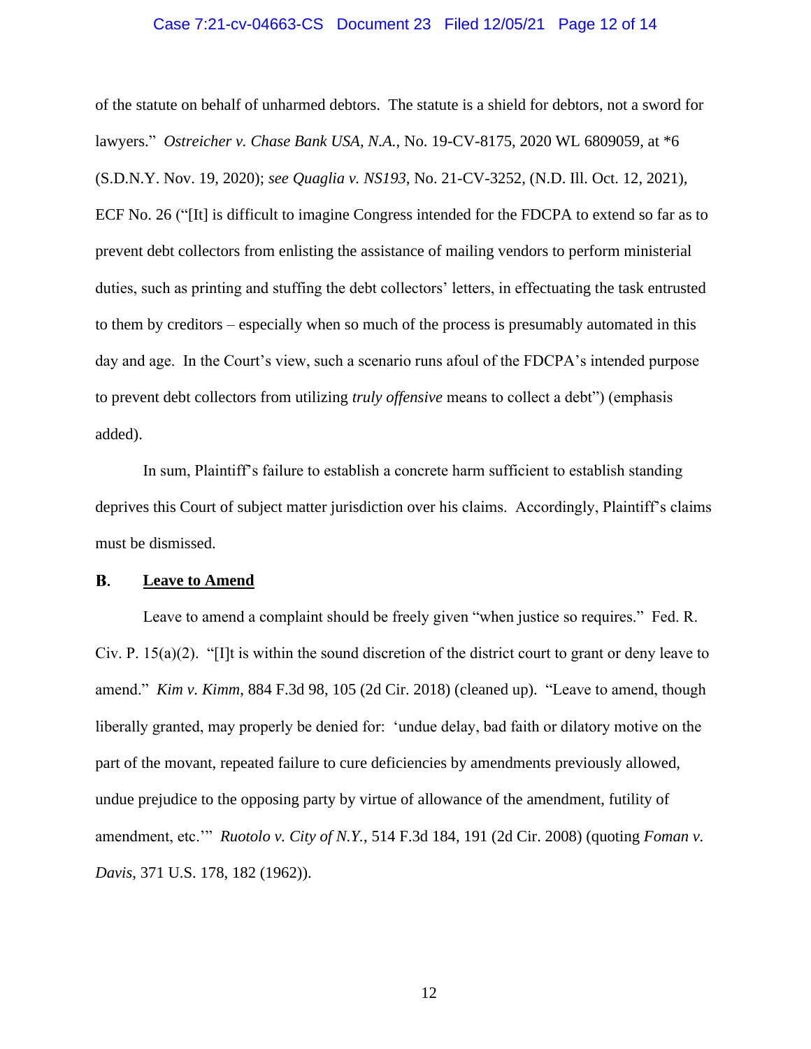of the statute on behalf of unharmed debtors. The statute is a shield for debtors, not a sword for lawyers." *Ostreicher v. Chase Bank USA, N.A.*, No. 19-CV-8175, 2020 WL 6809059, at *6 (S.D.N.Y. Nov. 19, 2020); *see Quaglia v. NS193*, No. 21-CV-3252, (N.D. Ill. Oct. 12, 2021), ECF No. 26 ("[It] is difficult to imagine Congress intended for the FDCPA to extend so far as to prevent debt collectors from enlisting the assistance of mailing vendors to perform ministerial duties, such as printing and stuffing the debt collectors' letters, in effectuating the task entrusted to them by creditors – especially when so much of the process is presumably automated in this day and age. In the Court's view, such a scenario runs afoul of the FDCPA's intended purpose to prevent debt collectors from utilizing *truly offensive* means to collect a debt") (emphasis added).

In sum, Plaintiff's failure to establish a concrete harm sufficient to establish standing deprives this Court of subject matter jurisdiction over his claims. Accordingly, Plaintiff's claims must be dismissed.

### B. <u>Leave to Amend</u>

Leave to amend a complaint should be freely given "when justice so requires." Fed. R. Civ. P. 15(a)(2). "[I]t is within the sound discretion of the district court to grant or deny leave to amend." *Kim v. Kimm*, 884 F.3d 98, 105 (2d Cir. 2018) (cleaned up). "Leave to amend, though liberally granted, may properly be denied for: 'undue delay, bad faith or dilatory motive on the part of the movant, repeated failure to cure deficiencies by amendments previously allowed, undue prejudice to the opposing party by virtue of allowance of the amendment, futility of amendment, etc.'" *Ruotolo v. City of N.Y.*, 514 F.3d 184, 191 (2d Cir. 2008) (quoting *Foman v. Davis*, 371 U.S. 178, 182 (1962)).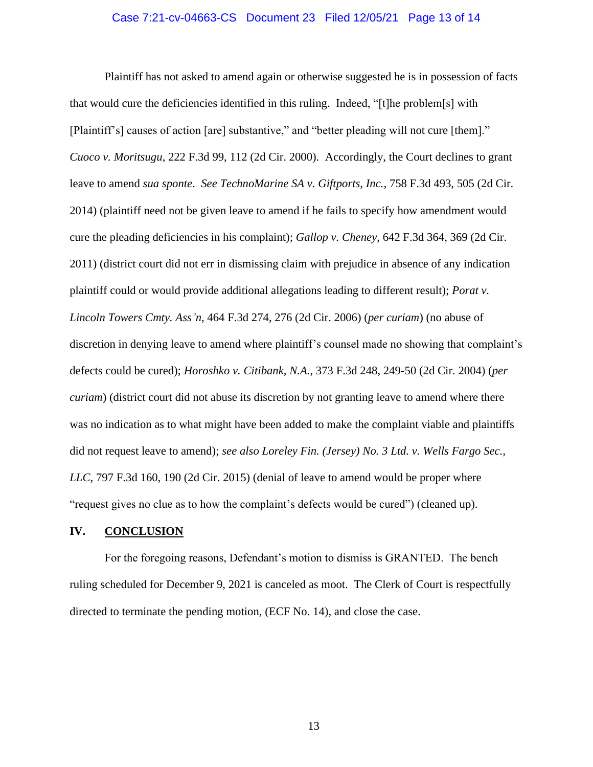Plaintiff has not asked to amend again or otherwise suggested he is in possession of facts that would cure the deficiencies identified in this ruling. Indeed, "[t]he problem[s] with [Plaintiff's] causes of action [are] substantive," and "better pleading will not cure [them]." *Cuoco v. Moritsugu*, 222 F.3d 99, 112 (2d Cir. 2000). Accordingly, the Court declines to grant leave to amend *sua sponte*. *See TechnoMarine SA v. Giftports, Inc.*, 758 F.3d 493, 505 (2d Cir. 2014) (plaintiff need not be given leave to amend if he fails to specify how amendment would cure the pleading deficiencies in his complaint); *Gallop v. Cheney*, 642 F.3d 364, 369 (2d Cir. 2011) (district court did not err in dismissing claim with prejudice in absence of any indication plaintiff could or would provide additional allegations leading to different result); *Porat v. Lincoln Towers Cmty. Ass'n*, 464 F.3d 274, 276 (2d Cir. 2006) (*per curiam*) (no abuse of discretion in denying leave to amend where plaintiff's counsel made no showing that complaint's defects could be cured); *Horoshko v. Citibank, N.A.*, 373 F.3d 248, 249-50 (2d Cir. 2004) (*per curiam*) (district court did not abuse its discretion by not granting leave to amend where there was no indication as to what might have been added to make the complaint viable and plaintiffs did not request leave to amend); *see also Loreley Fin. (Jersey) No. 3 Ltd. v. Wells Fargo Sec., LLC*, 797 F.3d 160, 190 (2d Cir. 2015) (denial of leave to amend would be proper where "request gives no clue as to how the complaint's defects would be cured") (cleaned up).

## IV. CONCLUSION

For the foregoing reasons, Defendant's motion to dismiss is GRANTED. The bench ruling scheduled for December 9, 2021 is canceled as moot. The Clerk of Court is respectfully directed to terminate the pending motion, (ECF No. 14), and close the case.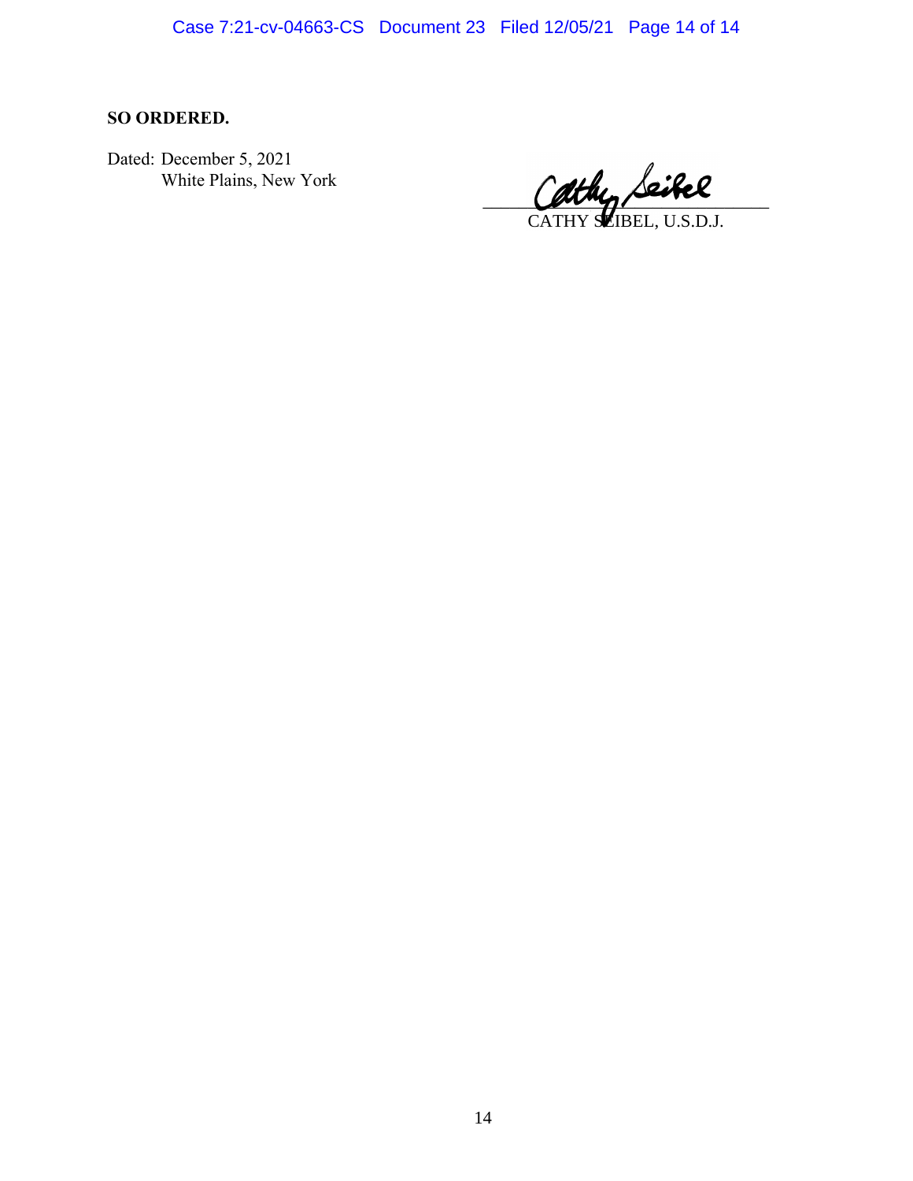**SO ORDERED.**

Dated: December 5, 2021
White Plains, New York

CATHY SEIBEL, U.S.D.J.